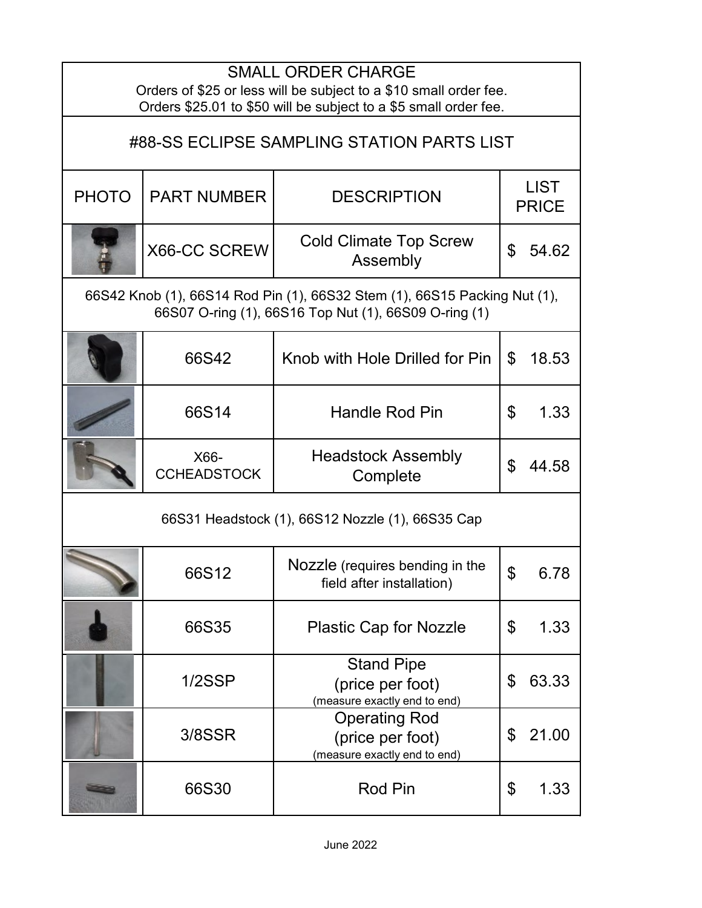## SMALL ORDER CHARGE

Orders of $25 or less will be subject to a $10 small order fee.
Orders $25.01 to $50 will be subject to a $5 small order fee.

## #88-SS ECLIPSE SAMPLING STATION PARTS LIST

| PHOTO | PART NUMBER | DESCRIPTION | LIST PRICE |
|---|---|---|---|
| | X66-CC SCREW | Cold Climate Top Screw Assembly | $ 54.62 |
| 66S42 Knob (1), 66S14 Rod Pin (1), 66S32 Stem (1), 66S15 Packing Nut (1), 66S07 O-ring (1), 66S16 Top Nut (1), 66S09 O-ring (1) | | | |
| | 66S42 | Knob with Hole Drilled for Pin | $ 18.53 |
| | 66S14 | Handle Rod Pin | $ 1.33 |
| | X66-CCHEADSTOCK | Headstock Assembly Complete | $ 44.58 |
| 66S31 Headstock (1), 66S12 Nozzle (1), 66S35 Cap | | | |
| | 66S12 | Nozzle (requires bending in the field after installation) | $ 6.78 |
| | 66S35 | Plastic Cap for Nozzle | $ 1.33 |
| | 1/2SSP | Stand Pipe (price per foot) (measure exactly end to end) | $ 63.33 |
| | 3/8SSR | Operating Rod (price per foot) (measure exactly end to end) | $ 21.00 |
| | 66S30 | Rod Pin | $ 1.33 |

June 2022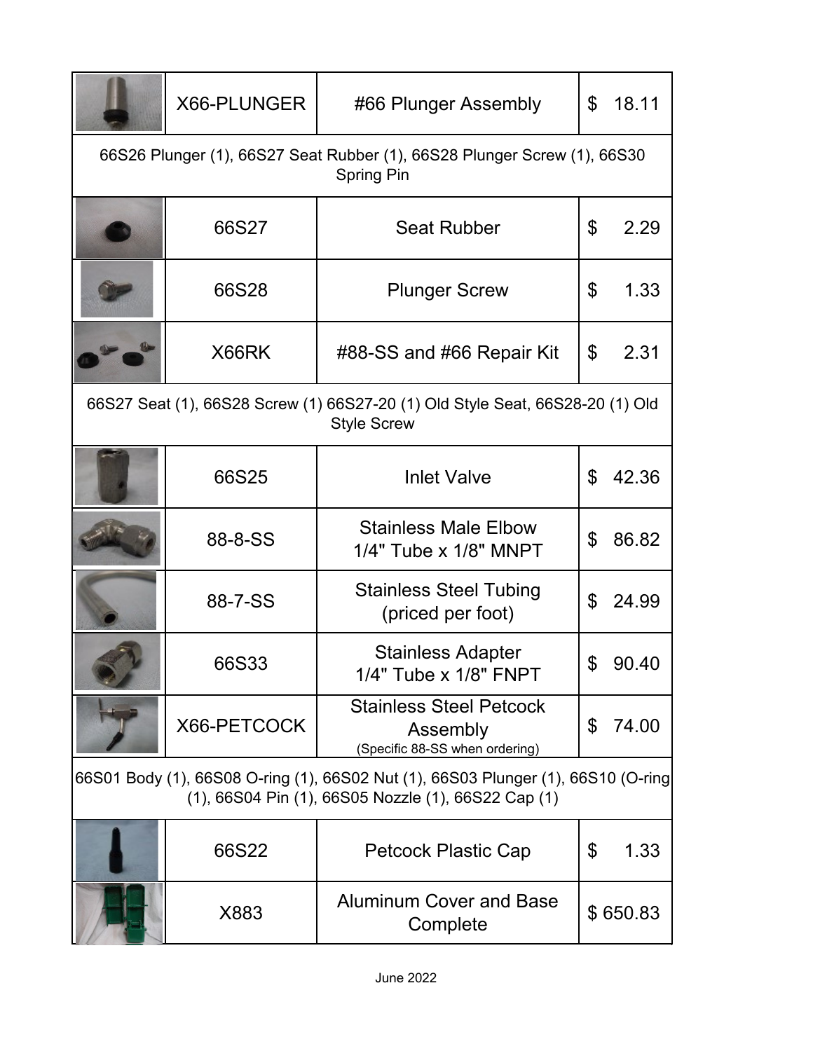| | Part Number | Description | Price |
|---|---|---|---|
| | X66-PLUNGER | #66 Plunger Assembly | $ 18.11 |
| 66S26 Plunger (1), 66S27 Seat Rubber (1), 66S28 Plunger Screw (1), 66S30 Spring Pin | | | |
| | 66S27 | Seat Rubber | $ 2.29 |
| | 66S28 | Plunger Screw | $ 1.33 |
| | X66RK | #88-SS and #66 Repair Kit | $ 2.31 |
| 66S27 Seat (1), 66S28 Screw (1) 66S27-20 (1) Old Style Seat, 66S28-20 (1) Old Style Screw | | | |
| | 66S25 | Inlet Valve | $ 42.36 |
| | 88-8-SS | Stainless Male Elbow 1/4" Tube x 1/8" MNPT | $ 86.82 |
| | 88-7-SS | Stainless Steel Tubing (priced per foot) | $ 24.99 |
| | 66S33 | Stainless Adapter 1/4" Tube x 1/8" FNPT | $ 90.40 |
| | X66-PETCOCK | Stainless Steel Petcock Assembly (Specific 88-SS when ordering) | $ 74.00 |
| 66S01 Body (1), 66S08 O-ring (1), 66S02 Nut (1), 66S03 Plunger (1), 66S10 (O-ring (1), 66S04 Pin (1), 66S05 Nozzle (1), 66S22 Cap (1) | | | |
| | 66S22 | Petcock Plastic Cap | $ 1.33 |
| | X883 | Aluminum Cover and Base Complete | $ 650.83 |

June 2022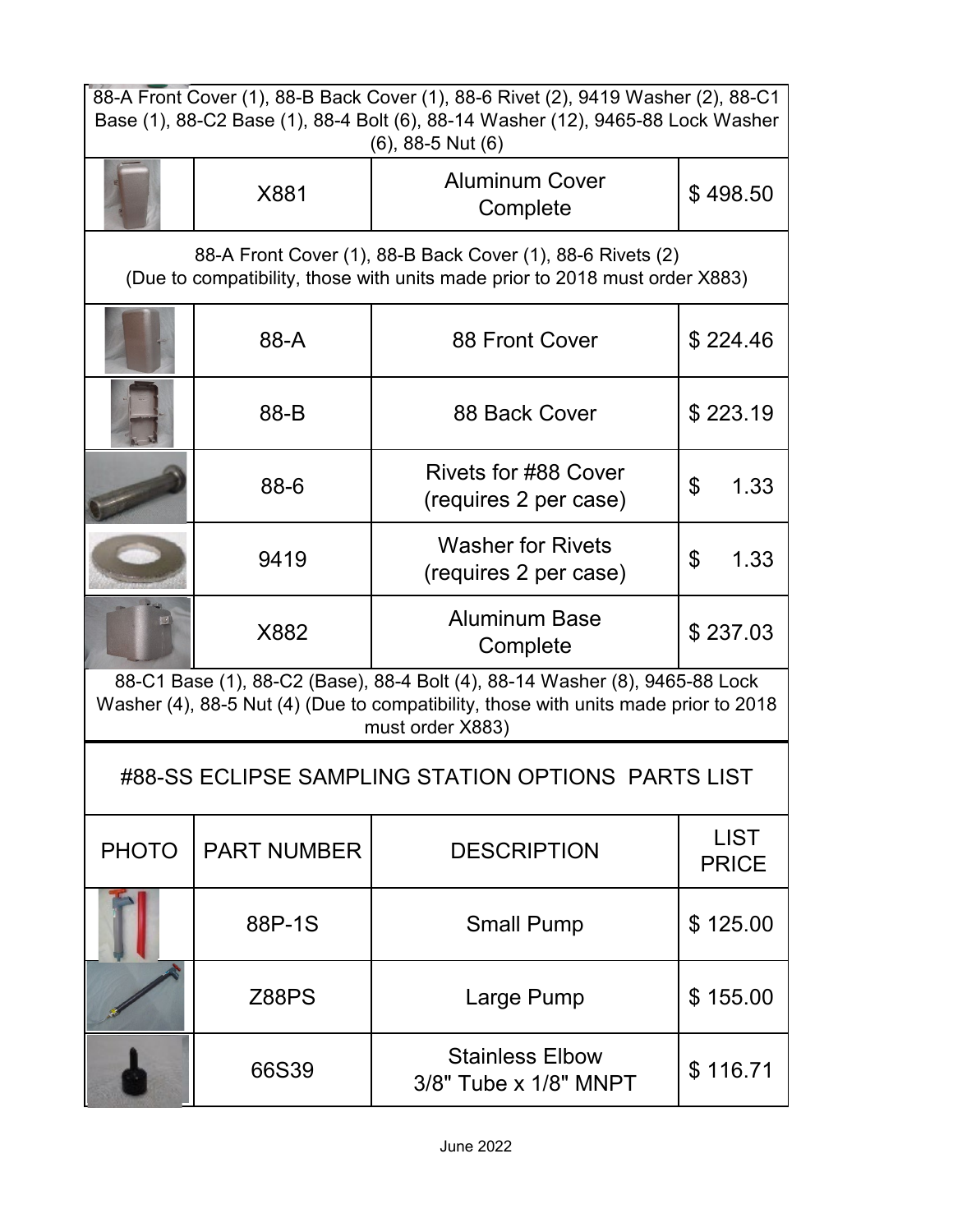| | | | |
|---|---|---|---|
| 88-A Front Cover (1), 88-B Back Cover (1), 88-6 Rivet (2), 9419 Washer (2), 88-C1 Base (1), 88-C2 Base (1), 88-4 Bolt (6), 88-14 Washer (12), 9465-88 Lock Washer (6), 88-5 Nut (6) | | | |
| | X881 | Aluminum Cover Complete | $ 498.50 |
| 88-A Front Cover (1), 88-B Back Cover (1), 88-6 Rivets (2) (Due to compatibility, those with units made prior to 2018 must order X883) | | | |
| | 88-A | 88 Front Cover | $ 224.46 |
| | 88-B | 88 Back Cover | $ 223.19 |
| | 88-6 | Rivets for #88 Cover (requires 2 per case) | $ 1.33 |
| | 9419 | Washer for Rivets (requires 2 per case) | $ 1.33 |
| | X882 | Aluminum Base Complete | $ 237.03 |
| 88-C1 Base (1), 88-C2 (Base), 88-4 Bolt (4), 88-14 Washer (8), 9465-88 Lock Washer (4), 88-5 Nut (4) (Due to compatibility, those with units made prior to 2018 must order X883) | | | |

## #88-SS ECLIPSE SAMPLING STATION OPTIONS PARTS LIST

| PHOTO | PART NUMBER | DESCRIPTION | LIST PRICE |
|---|---|---|---|
| | 88P-1S | Small Pump | $ 125.00 |
| | Z88PS | Large Pump | $ 155.00 |
| | 66S39 | Stainless Elbow 3/8" Tube x 1/8" MNPT | $ 116.71 |

June 2022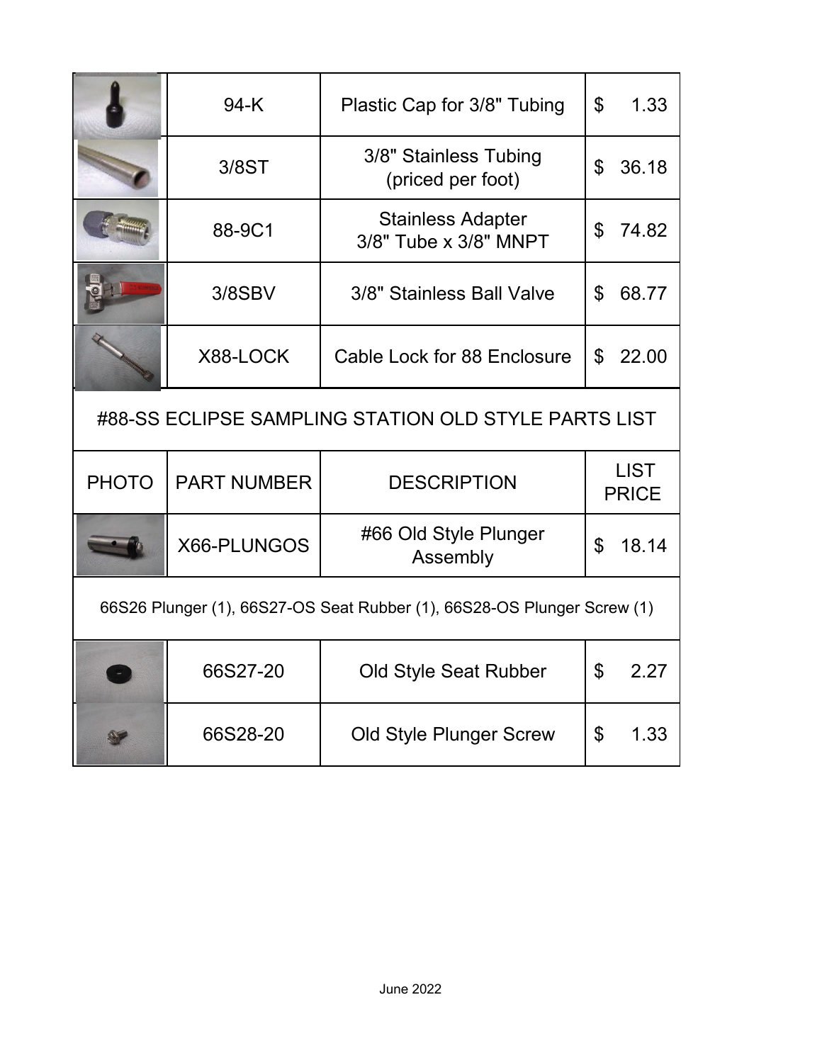| | | | |
|---|---|---|---|
| | 94-K | Plastic Cap for 3/8" Tubing | $ 1.33 |
| | 3/8ST | 3/8" Stainless Tubing (priced per foot) | $ 36.18 |
| | 88-9C1 | Stainless Adapter 3/8" Tube x 3/8" MNPT | $ 74.82 |
| | 3/8SBV | 3/8" Stainless Ball Valve | $ 68.77 |
| | X88-LOCK | Cable Lock for 88 Enclosure | $ 22.00 |

## #88-SS ECLIPSE SAMPLING STATION OLD STYLE PARTS LIST

| PHOTO | PART NUMBER | DESCRIPTION | LIST PRICE |
|---|---|---|---|
| | X66-PLUNGOS | #66 Old Style Plunger Assembly | $ 18.14 |
| 66S26 Plunger (1), 66S27-OS Seat Rubber (1), 66S28-OS Plunger Screw (1) | | | |
| | 66S27-20 | Old Style Seat Rubber | $ 2.27 |
| | 66S28-20 | Old Style Plunger Screw | $ 1.33 |

June 2022